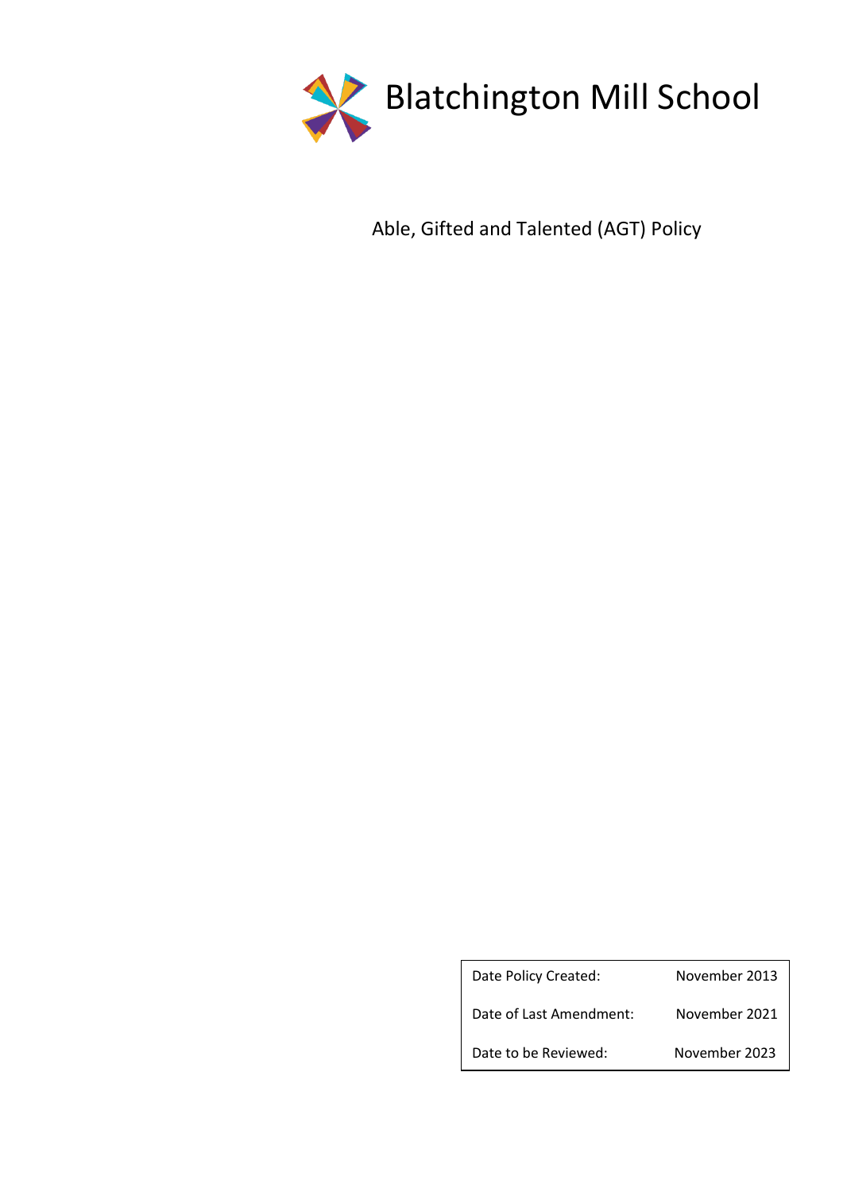# Blatchington Mill School

## Able, Gifted and Talented (AGT) Policy

| Date Policy Created: | November 2013 |
| --- | --- |
| Date of Last Amendment: | November 2021 |
| Date to be Reviewed: | November 2023 |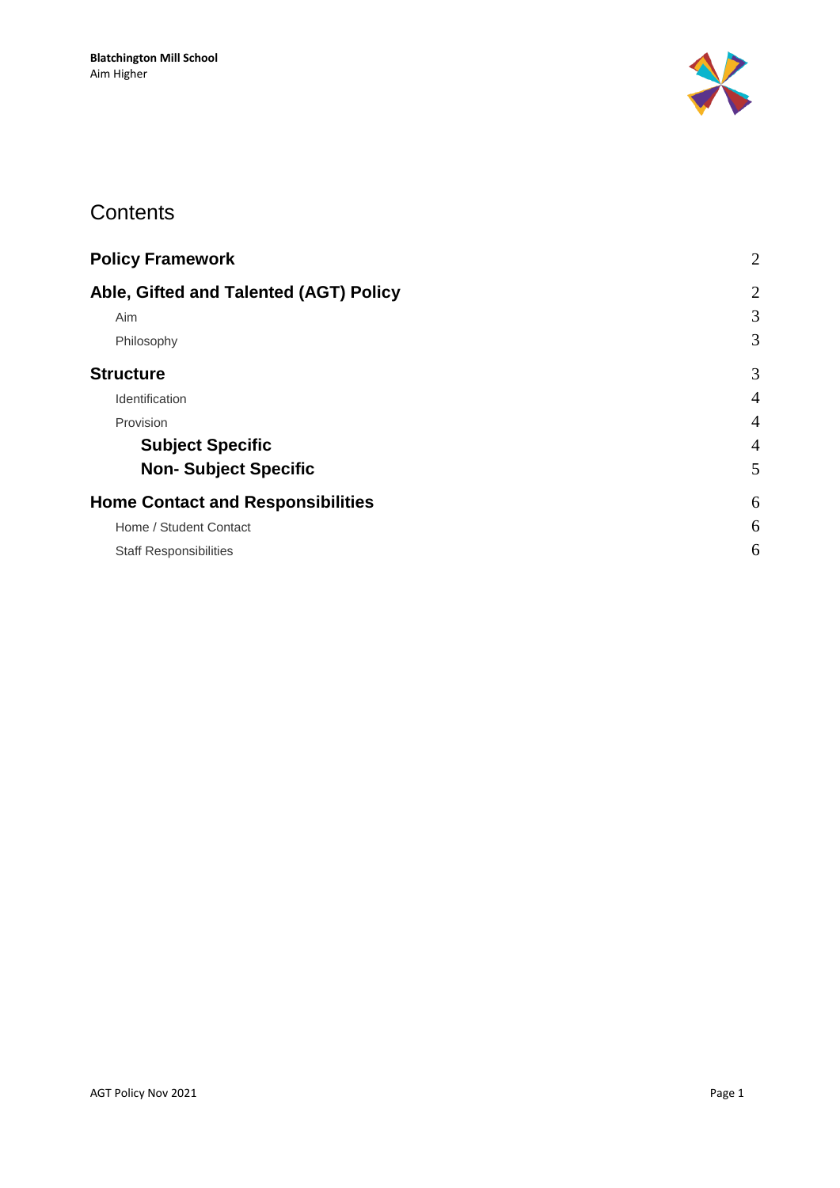# Contents

| | |
|---|---|
| **Policy Framework** | 2 |
| **Able, Gifted and Talented (AGT) Policy** | 2 |
| Aim | 3 |
| Philosophy | 3 |
| **Structure** | 3 |
| Identification | 4 |
| Provision | 4 |
| **Subject Specific** | 4 |
| **Non- Subject Specific** | 5 |
| **Home Contact and Responsibilities** | 6 |
| Home / Student Contact | 6 |
| Staff Responsibilities | 6 |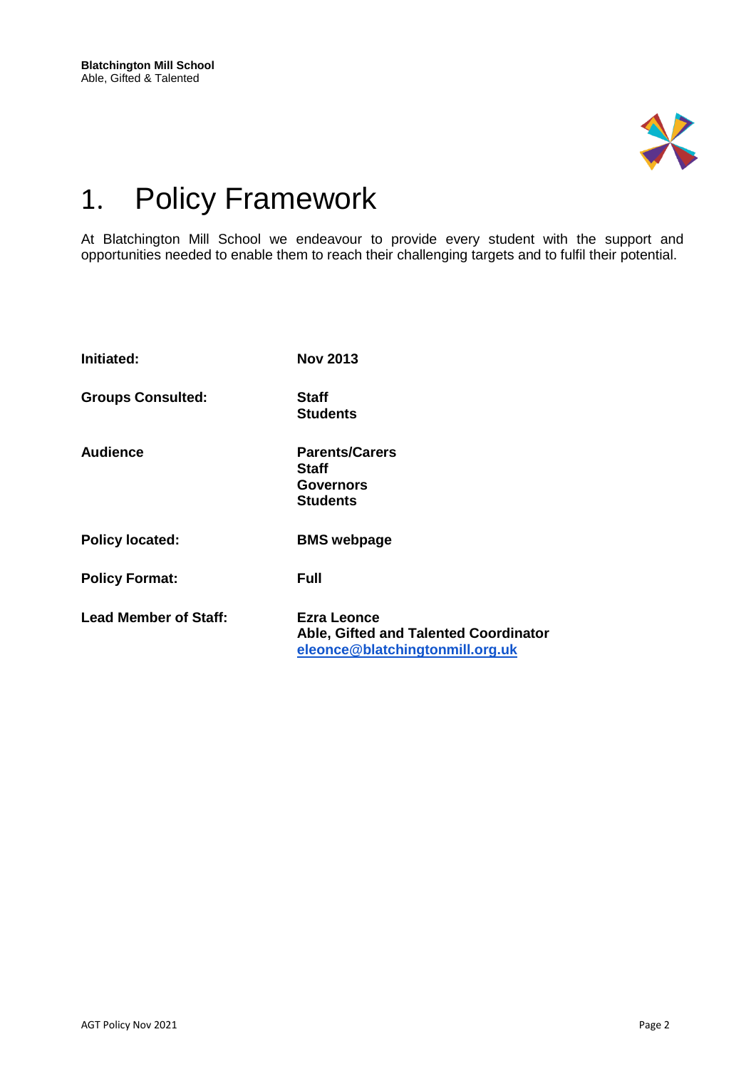# 1. Policy Framework

At Blatchington Mill School we endeavour to provide every student with the support and opportunities needed to enable them to reach their challenging targets and to fulfil their potential.

| | |
|---|---|
| **Initiated:** | **Nov 2013** |
| **Groups Consulted:** | **Staff**<br>**Students** |
| **Audience** | **Parents/Carers**<br>**Staff**<br>**Governors**<br>**Students** |
| **Policy located:** | **BMS webpage** |
| **Policy Format:** | **Full** |
| **Lead Member of Staff:** | **Ezra Leonce**<br>**Able, Gifted and Talented Coordinator**<br>**eleonce@blatchingtonmill.org.uk** |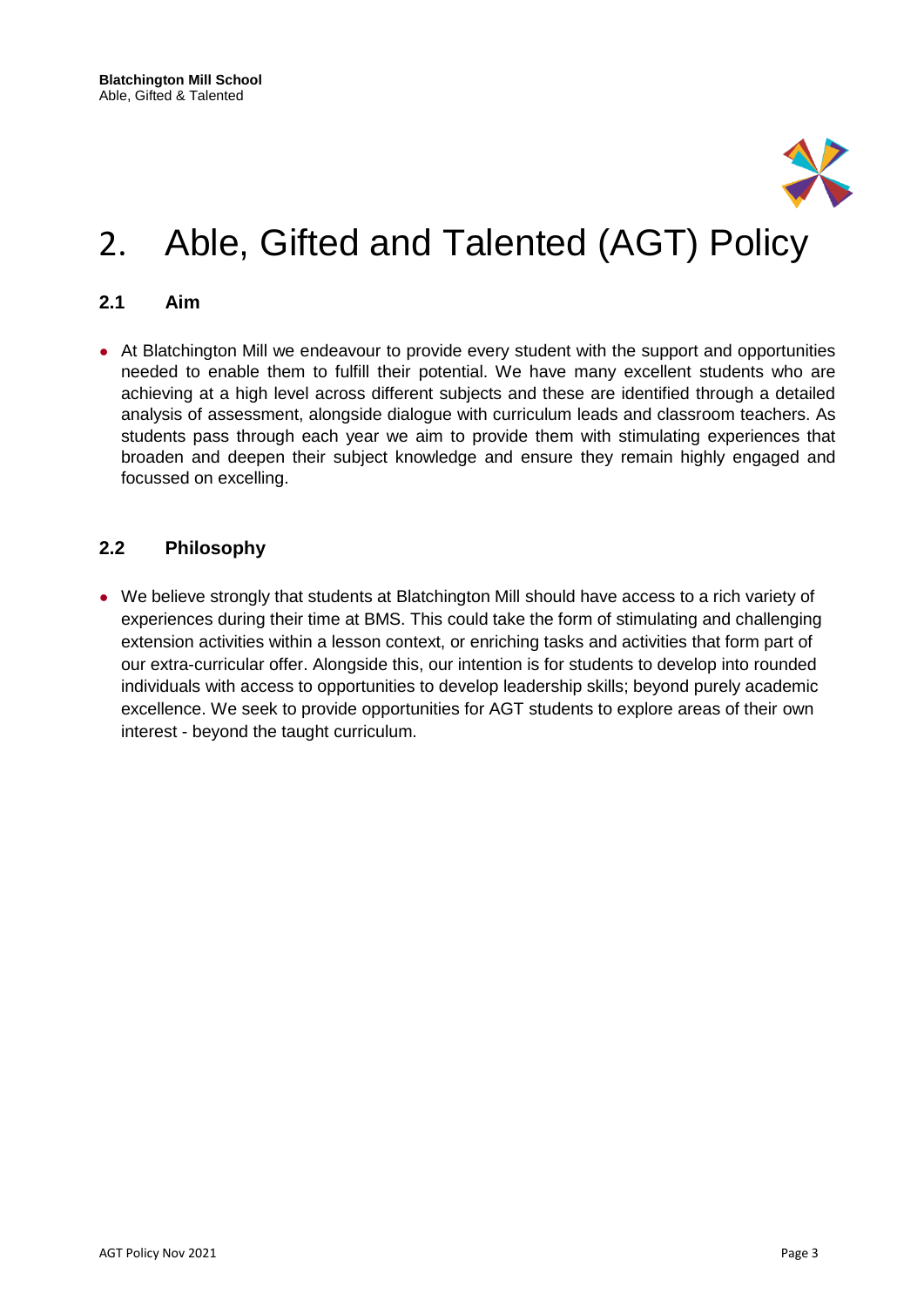# 2. Able, Gifted and Talented (AGT) Policy

## 2.1 Aim

- At Blatchington Mill we endeavour to provide every student with the support and opportunities needed to enable them to fulfill their potential. We have many excellent students who are achieving at a high level across different subjects and these are identified through a detailed analysis of assessment, alongside dialogue with curriculum leads and classroom teachers. As students pass through each year we aim to provide them with stimulating experiences that broaden and deepen their subject knowledge and ensure they remain highly engaged and focussed on excelling.

## 2.2 Philosophy

- We believe strongly that students at Blatchington Mill should have access to a rich variety of experiences during their time at BMS. This could take the form of stimulating and challenging extension activities within a lesson context, or enriching tasks and activities that form part of our extra-curricular offer. Alongside this, our intention is for students to develop into rounded individuals with access to opportunities to develop leadership skills; beyond purely academic excellence. We seek to provide opportunities for AGT students to explore areas of their own interest - beyond the taught curriculum.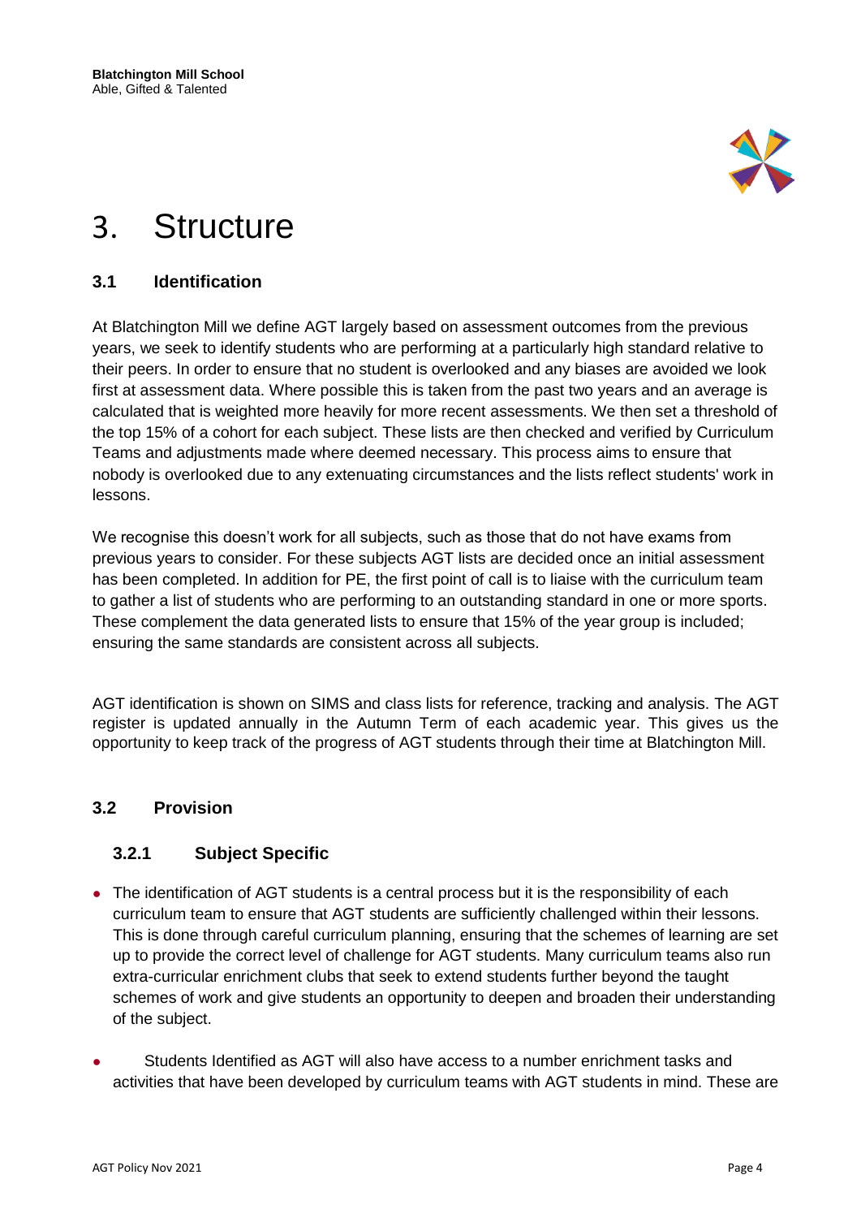# 3. Structure

## 3.1 Identification

At Blatchington Mill we define AGT largely based on assessment outcomes from the previous years, we seek to identify students who are performing at a particularly high standard relative to their peers. In order to ensure that no student is overlooked and any biases are avoided we look first at assessment data. Where possible this is taken from the past two years and an average is calculated that is weighted more heavily for more recent assessments. We then set a threshold of the top 15% of a cohort for each subject. These lists are then checked and verified by Curriculum Teams and adjustments made where deemed necessary. This process aims to ensure that nobody is overlooked due to any extenuating circumstances and the lists reflect students' work in lessons.

We recognise this doesn't work for all subjects, such as those that do not have exams from previous years to consider. For these subjects AGT lists are decided once an initial assessment has been completed. In addition for PE, the first point of call is to liaise with the curriculum team to gather a list of students who are performing to an outstanding standard in one or more sports. These complement the data generated lists to ensure that 15% of the year group is included; ensuring the same standards are consistent across all subjects.

AGT identification is shown on SIMS and class lists for reference, tracking and analysis. The AGT register is updated annually in the Autumn Term of each academic year. This gives us the opportunity to keep track of the progress of AGT students through their time at Blatchington Mill.

## 3.2 Provision

### 3.2.1 Subject Specific

- The identification of AGT students is a central process but it is the responsibility of each curriculum team to ensure that AGT students are sufficiently challenged within their lessons. This is done through careful curriculum planning, ensuring that the schemes of learning are set up to provide the correct level of challenge for AGT students. Many curriculum teams also run extra-curricular enrichment clubs that seek to extend students further beyond the taught schemes of work and give students an opportunity to deepen and broaden their understanding of the subject.
- Students Identified as AGT will also have access to a number enrichment tasks and activities that have been developed by curriculum teams with AGT students in mind. These are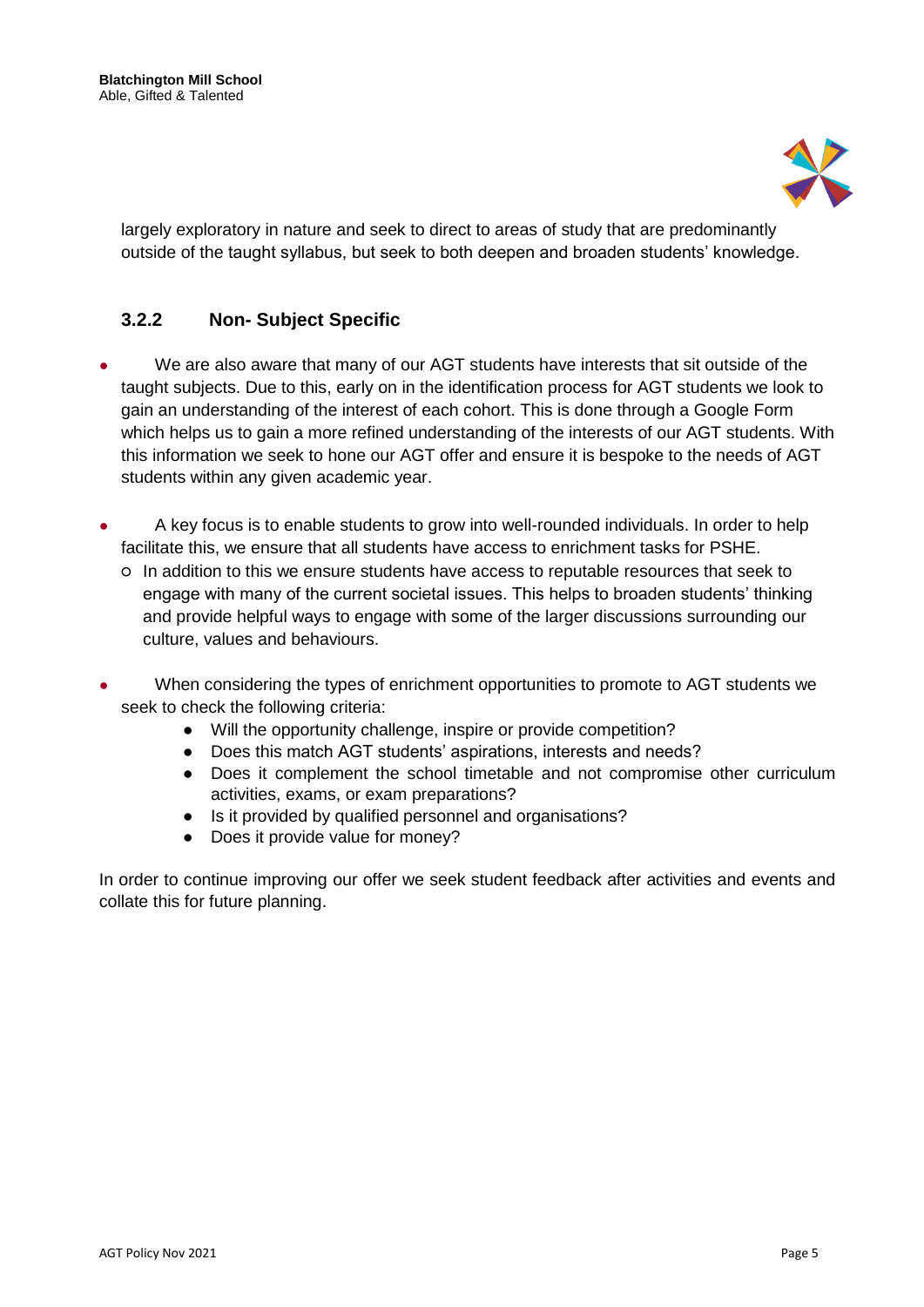largely exploratory in nature and seek to direct to areas of study that are predominantly outside of the taught syllabus, but seek to both deepen and broaden students' knowledge.

### 3.2.2 Non- Subject Specific

- We are also aware that many of our AGT students have interests that sit outside of the taught subjects. Due to this, early on in the identification process for AGT students we look to gain an understanding of the interest of each cohort. This is done through a Google Form which helps us to gain a more refined understanding of the interests of our AGT students. With this information we seek to hone our AGT offer and ensure it is bespoke to the needs of AGT students within any given academic year.

- A key focus is to enable students to grow into well-rounded individuals. In order to help facilitate this, we ensure that all students have access to enrichment tasks for PSHE.
  - In addition to this we ensure students have access to reputable resources that seek to engage with many of the current societal issues. This helps to broaden students' thinking and provide helpful ways to engage with some of the larger discussions surrounding our culture, values and behaviours.

- When considering the types of enrichment opportunities to promote to AGT students we seek to check the following criteria:
  - Will the opportunity challenge, inspire or provide competition?
  - Does this match AGT students' aspirations, interests and needs?
  - Does it complement the school timetable and not compromise other curriculum activities, exams, or exam preparations?
  - Is it provided by qualified personnel and organisations?
  - Does it provide value for money?

In order to continue improving our offer we seek student feedback after activities and events and collate this for future planning.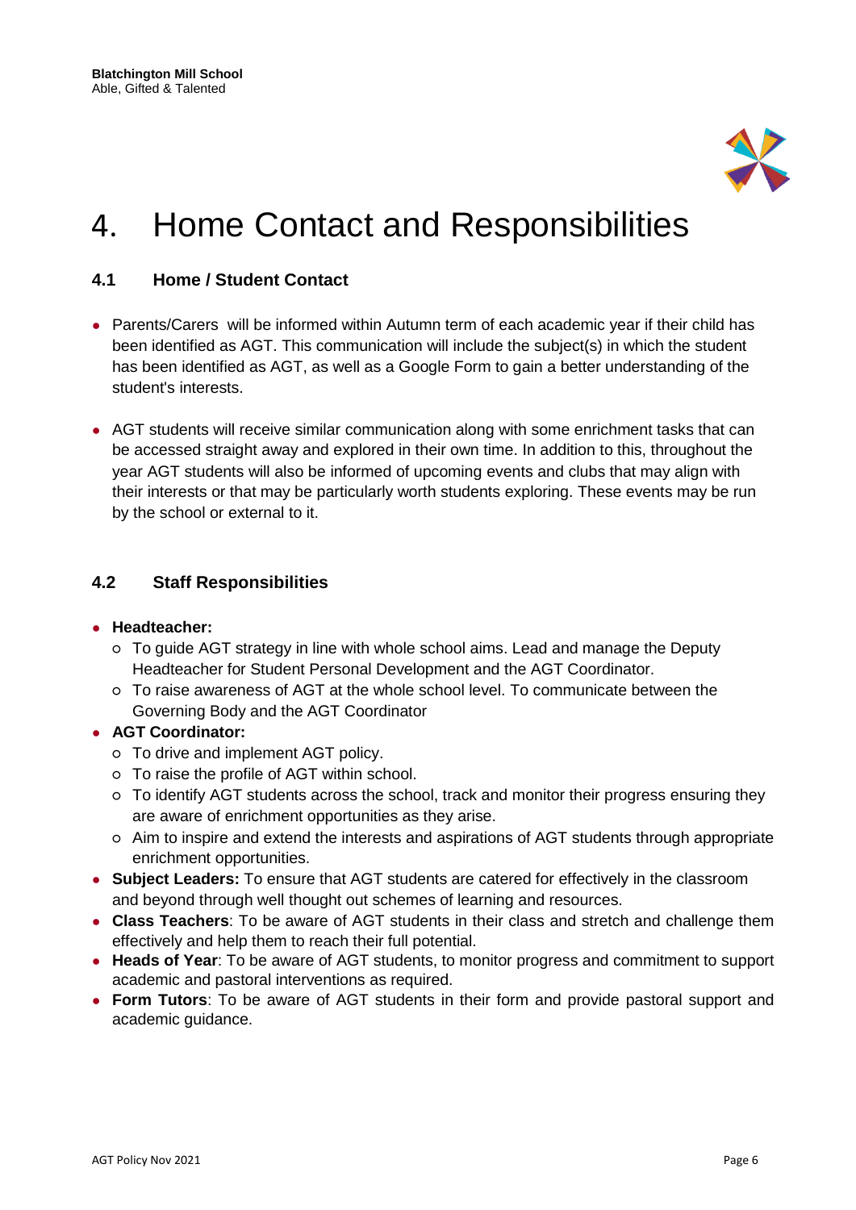# 4. Home Contact and Responsibilities

## 4.1 Home / Student Contact

- Parents/Carers will be informed within Autumn term of each academic year if their child has been identified as AGT. This communication will include the subject(s) in which the student has been identified as AGT, as well as a Google Form to gain a better understanding of the student's interests.

- AGT students will receive similar communication along with some enrichment tasks that can be accessed straight away and explored in their own time. In addition to this, throughout the year AGT students will also be informed of upcoming events and clubs that may align with their interests or that may be particularly worth students exploring. These events may be run by the school or external to it.

## 4.2 Staff Responsibilities

- **Headteacher:**
  - To guide AGT strategy in line with whole school aims. Lead and manage the Deputy Headteacher for Student Personal Development and the AGT Coordinator.
  - To raise awareness of AGT at the whole school level. To communicate between the Governing Body and the AGT Coordinator
- **AGT Coordinator:**
  - To drive and implement AGT policy.
  - To raise the profile of AGT within school.
  - To identify AGT students across the school, track and monitor their progress ensuring they are aware of enrichment opportunities as they arise.
  - Aim to inspire and extend the interests and aspirations of AGT students through appropriate enrichment opportunities.
- **Subject Leaders:** To ensure that AGT students are catered for effectively in the classroom and beyond through well thought out schemes of learning and resources.
- **Class Teachers**: To be aware of AGT students in their class and stretch and challenge them effectively and help them to reach their full potential.
- **Heads of Year**: To be aware of AGT students, to monitor progress and commitment to support academic and pastoral interventions as required.
- **Form Tutors**: To be aware of AGT students in their form and provide pastoral support and academic guidance.